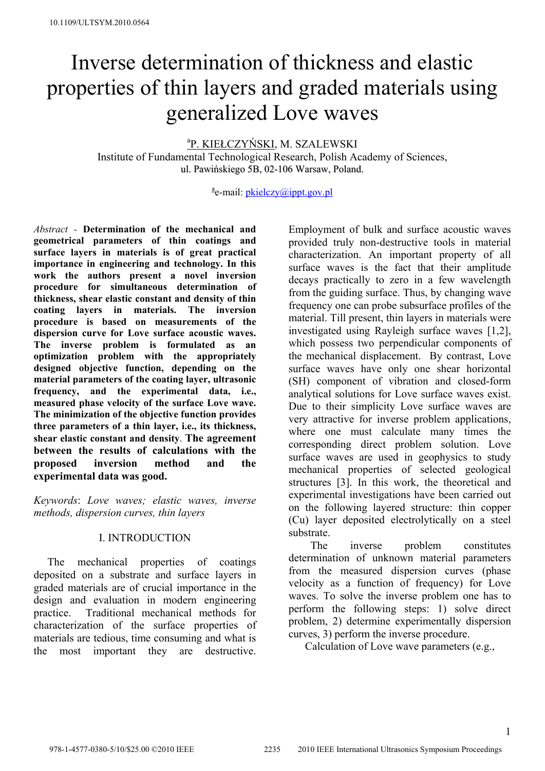10.1109/ULTSYM.2010.0564

# Inverse determination of thickness and elastic properties of thin layers and graded materials using generalized Love waves

[a]P. KIEŁCZYŃSKI, M. SZALEWSKI

Institute of Fundamental Technological Research, Polish Academy of Sciences, ul. Pawińskiego 5B, 02-106 Warsaw, Poland.

[a]e-mail: pkielczy@ippt.gov.pl

*Abstract* - **Determination of the mechanical and geometrical parameters of thin coatings and surface layers in materials is of great practical importance in engineering and technology. In this work the authors present a novel inversion procedure for simultaneous determination of thickness, shear elastic constant and density of thin coating layers in materials. The inversion procedure is based on measurements of the dispersion curve for Love surface acoustic waves. The inverse problem is formulated as an optimization problem with the appropriately designed objective function, depending on the material parameters of the coating layer, ultrasonic frequency, and the experimental data, i.e., measured phase velocity of the surface Love wave. The minimization of the objective function provides three parameters of a thin layer, i.e., its thickness, shear elastic constant and density. The agreement between the results of calculations with the proposed inversion method and the experimental data was good.**

*Keywords*: *Love waves; elastic waves, inverse methods, dispersion curves, thin layers*

## I. INTRODUCTION

The mechanical properties of coatings deposited on a substrate and surface layers in graded materials are of crucial importance in the design and evaluation in modern engineering practice. Traditional mechanical methods for characterization of the surface properties of materials are tedious, time consuming and what is the most important they are destructive. Employment of bulk and surface acoustic waves provided truly non-destructive tools in material characterization. An important property of all surface waves is the fact that their amplitude decays practically to zero in a few wavelength from the guiding surface. Thus, by changing wave frequency one can probe subsurface profiles of the material. Till present, thin layers in materials were investigated using Rayleigh surface waves [1,2], which possess two perpendicular components of the mechanical displacement. By contrast, Love surface waves have only one shear horizontal (SH) component of vibration and closed-form analytical solutions for Love surface waves exist. Due to their simplicity Love surface waves are very attractive for inverse problem applications, where one must calculate many times the corresponding direct problem solution. Love surface waves are used in geophysics to study mechanical properties of selected geological structures [3]. In this work, the theoretical and experimental investigations have been carried out on the following layered structure: thin copper (Cu) layer deposited electrolytically on a steel substrate.

The inverse problem constitutes determination of unknown material parameters from the measured dispersion curves (phase velocity as a function of frequency) for Love waves. To solve the inverse problem one has to perform the following steps: 1) solve direct problem, 2) determine experimentally dispersion curves, 3) perform the inverse procedure.

Calculation of Love wave parameters (e.g.,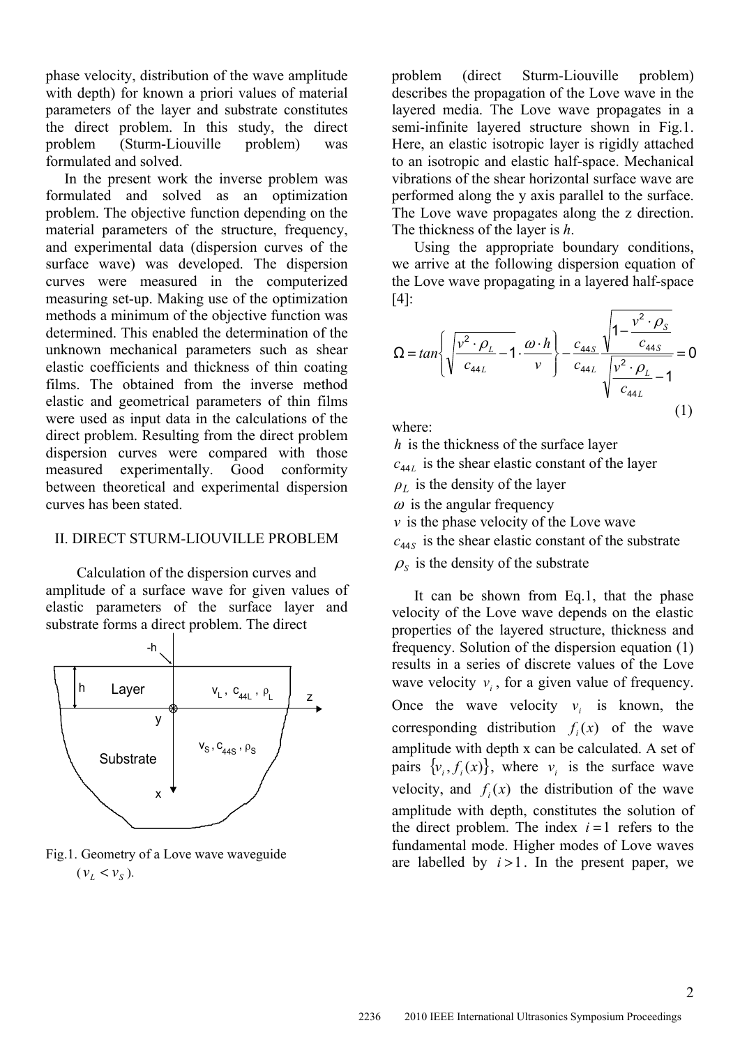phase velocity, distribution of the wave amplitude with depth) for known a priori values of material parameters of the layer and substrate constitutes the direct problem. In this study, the direct problem (Sturm-Liouville problem) was formulated and solved.

In the present work the inverse problem was formulated and solved as an optimization problem. The objective function depending on the material parameters of the structure, frequency, and experimental data (dispersion curves of the surface wave) was developed. The dispersion curves were measured in the computerized measuring set-up. Making use of the optimization methods a minimum of the objective function was determined. This enabled the determination of the unknown mechanical parameters such as shear elastic coefficients and thickness of thin coating films. The obtained from the inverse method elastic and geometrical parameters of thin films were used as input data in the calculations of the direct problem. Resulting from the direct problem dispersion curves were compared with those measured experimentally. Good conformity between theoretical and experimental dispersion curves has been stated.

## II. DIRECT STURM-LIOUVILLE PROBLEM

Calculation of the dispersion curves and amplitude of a surface wave for given values of elastic parameters of the surface layer and substrate forms a direct problem. The direct problem (direct Sturm-Liouville problem) describes the propagation of the Love wave in the layered media. The Love wave propagates in a semi-infinite layered structure shown in Fig.1. Here, an elastic isotropic layer is rigidly attached to an isotropic and elastic half-space. Mechanical vibrations of the shear horizontal surface wave are performed along the y axis parallel to the surface. The Love wave propagates along the z direction. The thickness of the layer is $h$.

Fig.1. Geometry of a Love wave waveguide ($v_L < v_S$).

Using the appropriate boundary conditions, we arrive at the following dispersion equation of the Love wave propagating in a layered half-space [4]:

$$\Omega = tan\left\{\sqrt{\frac{v^2 \cdot \rho_L}{c_{44L}} - 1} \cdot \frac{\omega \cdot h}{v}\right\} - \frac{c_{44S}}{c_{44L}} \frac{\sqrt{1 - \frac{v^2 \cdot \rho_S}{c_{44S}}}}{\sqrt{\frac{v^2 \cdot \rho_L}{c_{44L}} - 1}} = 0 \tag{1}$$

where:

$h$ is the thickness of the surface layer

$c_{44L}$ is the shear elastic constant of the layer

$\rho_L$ is the density of the layer

$\omega$ is the angular frequency

$v$ is the phase velocity of the Love wave

$c_{44S}$ is the shear elastic constant of the substrate

$\rho_S$ is the density of the substrate

It can be shown from Eq.1, that the phase velocity of the Love wave depends on the elastic properties of the layered structure, thickness and frequency. Solution of the dispersion equation (1) results in a series of discrete values of the Love wave velocity $v_i$, for a given value of frequency. Once the wave velocity $v_i$ is known, the corresponding distribution $f_i(x)$ of the wave amplitude with depth x can be calculated. A set of pairs $\{v_i, f_i(x)\}$, where $v_i$ is the surface wave velocity, and $f_i(x)$ the distribution of the wave amplitude with depth, constitutes the solution of the direct problem. The index $i = 1$ refers to the fundamental mode. Higher modes of Love waves are labelled by $i > 1$. In the present paper, we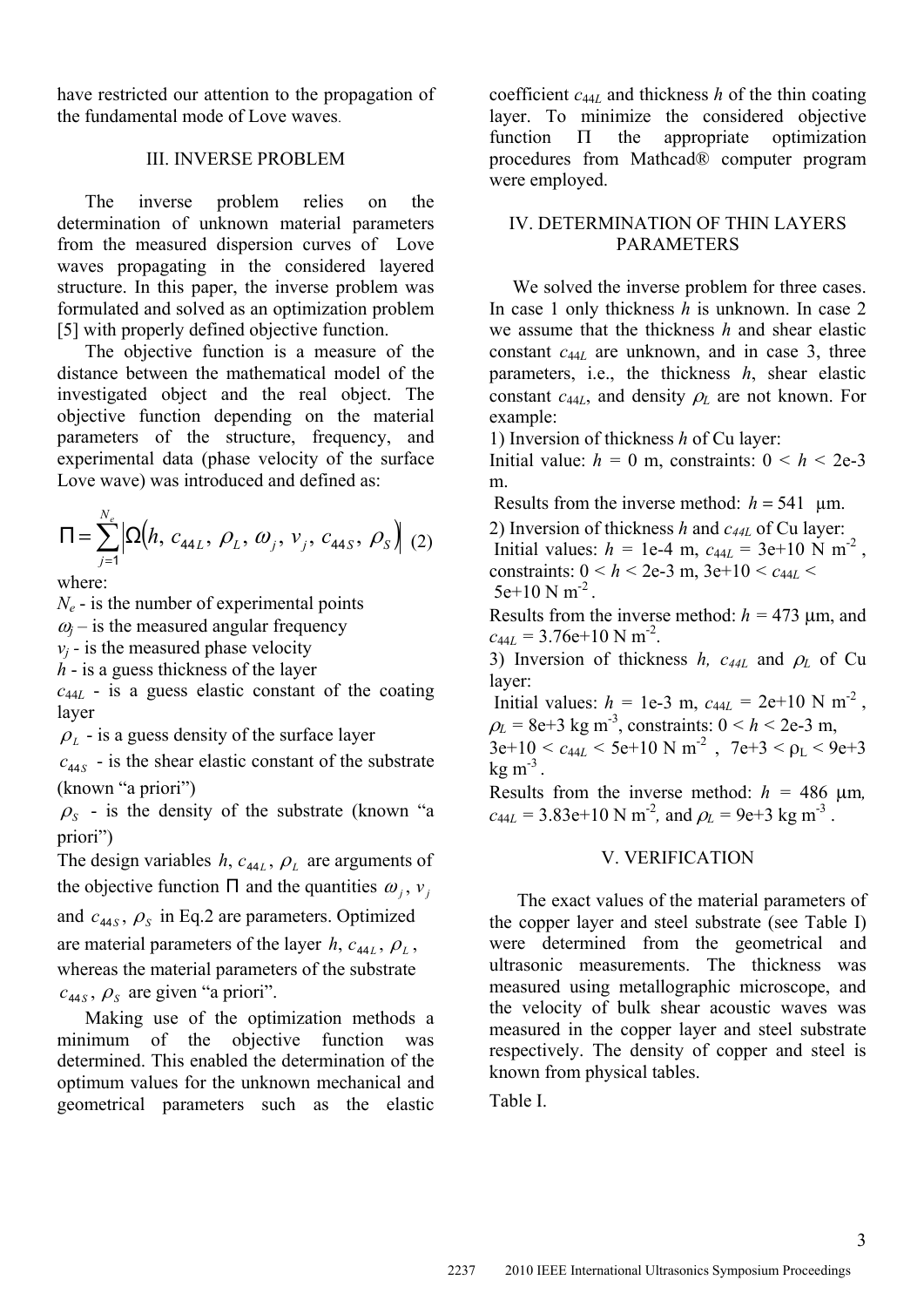have restricted our attention to the propagation of the fundamental mode of Love waves.

## III. INVERSE PROBLEM

The inverse problem relies on the determination of unknown material parameters from the measured dispersion curves of Love waves propagating in the considered layered structure. In this paper, the inverse problem was formulated and solved as an optimization problem [5] with properly defined objective function.

The objective function is a measure of the distance between the mathematical model of the investigated object and the real object. The objective function depending on the material parameters of the structure, frequency, and experimental data (phase velocity of the surface Love wave) was introduced and defined as:

$$\Pi = \sum_{j=1}^{N_e} \left| \Omega\left(h,\, c_{44L},\, \rho_L,\, \omega_j,\, v_j,\, c_{44S},\, \rho_S\right) \right| \quad (2)$$

where:

$N_e$ - is the number of experimental points

$\omega_j$ – is the measured angular frequency

$v_j$ - is the measured phase velocity

$h$ - is a guess thickness of the layer

$c_{44L}$ - is a guess elastic constant of the coating layer

$\rho_L$ - is a guess density of the surface layer

$c_{44S}$ - is the shear elastic constant of the substrate (known "a priori")

$\rho_S$ - is the density of the substrate (known "a priori")

The design variables $h$, $c_{44L}$, $\rho_L$ are arguments of the objective function $\Pi$ and the quantities $\omega_j$, $v_j$ and $c_{44S}$, $\rho_S$ in Eq.2 are parameters. Optimized are material parameters of the layer $h$, $c_{44L}$, $\rho_L$, whereas the material parameters of the substrate $c_{44S}$, $\rho_S$ are given "a priori".

Making use of the optimization methods a minimum of the objective function was determined. This enabled the determination of the optimum values for the unknown mechanical and geometrical parameters such as the elastic coefficient $c_{44L}$ and thickness $h$ of the thin coating layer. To minimize the considered objective function $\Pi$ the appropriate optimization procedures from Mathcad® computer program were employed.

## IV. DETERMINATION OF THIN LAYERS PARAMETERS

We solved the inverse problem for three cases. In case 1 only thickness $h$ is unknown. In case 2 we assume that the thickness $h$ and shear elastic constant $c_{44L}$ are unknown, and in case 3, three parameters, i.e., the thickness $h$, shear elastic constant $c_{44L}$, and density $\rho_L$ are not known. For example:

1) Inversion of thickness $h$ of Cu layer:
Initial value: $h$ = 0 m, constraints: 0 < $h$ < 2e-3 m.
Results from the inverse method: $h$ = 541 μm.

2) Inversion of thickness $h$ and $c_{44L}$ of Cu layer:
Initial values: $h$ = 1e-4 m, $c_{44L}$ = 3e+10 N m$^{-2}$, constraints: 0 < $h$ < 2e-3 m, 3e+10 < $c_{44L}$ < 5e+10 N m$^{-2}$.
Results from the inverse method: $h$ = 473 μm, and $c_{44L}$ = 3.76e+10 N m$^{-2}$.

3) Inversion of thickness $h$, $c_{44L}$ and $\rho_L$ of Cu layer:
Initial values: $h$ = 1e-3 m, $c_{44L}$ = 2e+10 N m$^{-2}$, $\rho_L$ = 8e+3 kg m$^{-3}$, constraints: 0 < $h$ < 2e-3 m, 3e+10 < $c_{44L}$ < 5e+10 N m$^{-2}$, 7e+3 < $\rho_L$ < 9e+3 kg m$^{-3}$.
Results from the inverse method: $h$ = 486 μm, $c_{44L}$ = 3.83e+10 N m$^{-2}$, and $\rho_L$ = 9e+3 kg m$^{-3}$.

## V. VERIFICATION

The exact values of the material parameters of the copper layer and steel substrate (see Table I) were determined from the geometrical and ultrasonic measurements. The thickness was measured using metallographic microscope, and the velocity of bulk shear acoustic waves was measured in the copper layer and steel substrate respectively. The density of copper and steel is known from physical tables.

Table I.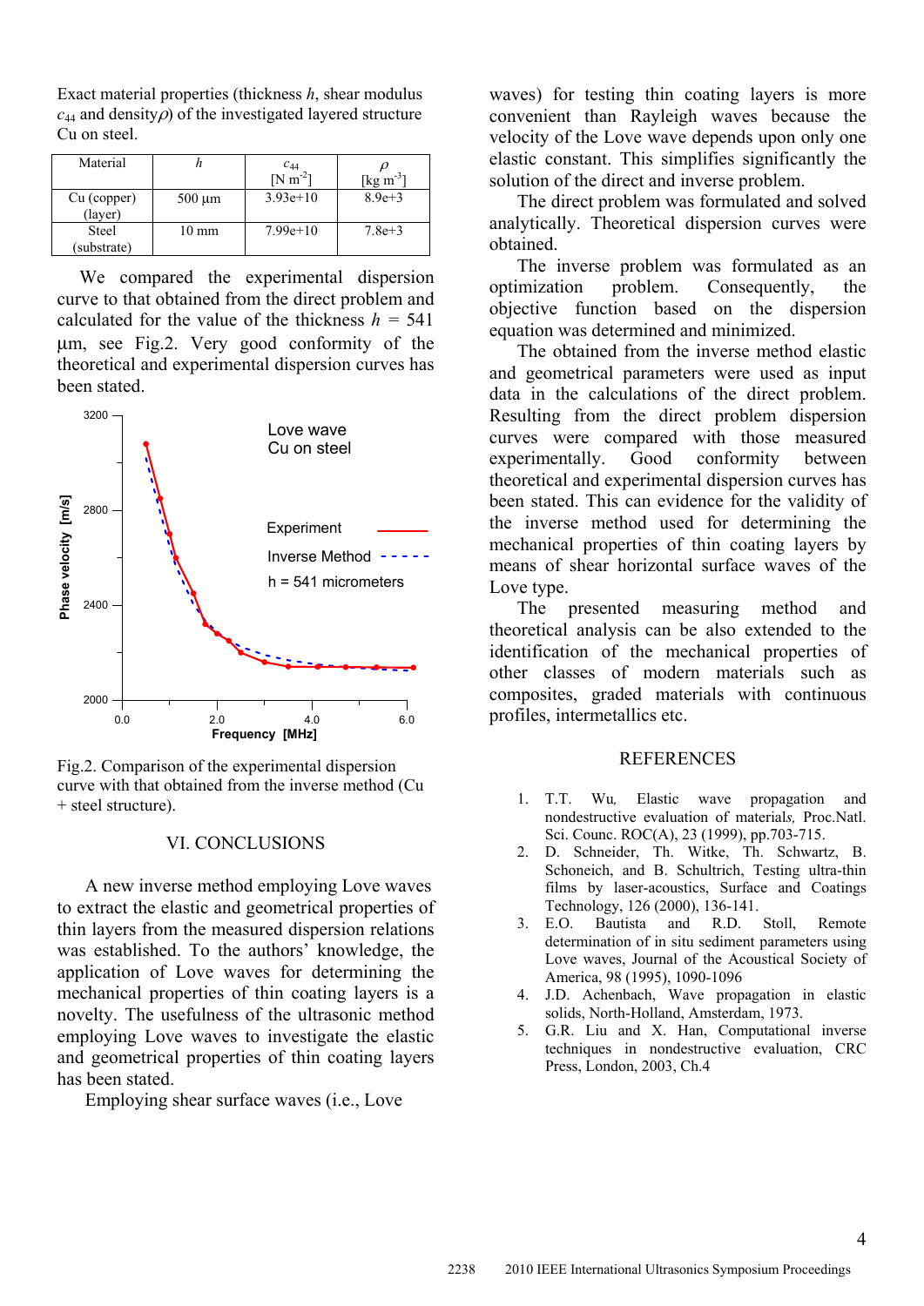Exact material properties (thickness $h$, shear modulus $c_{44}$ and density $\rho$) of the investigated layered structure Cu on steel.

| Material | $h$ | $c_{44}$ [N m$^{-2}$] | $\rho$ [kg m$^{-3}$] |
|---|---|---|---|
| Cu (copper) (layer) | 500 µm | 3.93e+10 | 8.9e+3 |
| Steel (substrate) | 10 mm | 7.99e+10 | 7.8e+3 |

We compared the experimental dispersion curve to that obtained from the direct problem and calculated for the value of the thickness $h$ = 541 µm, see Fig.2. Very good conformity of the theoretical and experimental dispersion curves has been stated.

Love wave
Cu on steel

Experiment
Inverse Method
h = 541 micrometers

Phase velocity [m/s]
3200
2800
2400
2000

Frequency [MHz]
0.0
2.0
4.0
6.0

Fig.2. Comparison of the experimental dispersion curve with that obtained from the inverse method (Cu + steel structure).

## VI. CONCLUSIONS

A new inverse method employing Love waves to extract the elastic and geometrical properties of thin layers from the measured dispersion relations was established. To the authors' knowledge, the application of Love waves for determining the mechanical properties of thin coating layers is a novelty. The usefulness of the ultrasonic method employing Love waves to investigate the elastic and geometrical properties of thin coating layers has been stated.

Employing shear surface waves (i.e., Love waves) for testing thin coating layers is more convenient than Rayleigh waves because the velocity of the Love wave depends upon only one elastic constant. This simplifies significantly the solution of the direct and inverse problem.

The direct problem was formulated and solved analytically. Theoretical dispersion curves were obtained.

The inverse problem was formulated as an optimization problem. Consequently, the objective function based on the dispersion equation was determined and minimized.

The obtained from the inverse method elastic and geometrical parameters were used as input data in the calculations of the direct problem. Resulting from the direct problem dispersion curves were compared with those measured experimentally. Good conformity between theoretical and experimental dispersion curves has been stated. This can evidence for the validity of the inverse method used for determining the mechanical properties of thin coating layers by means of shear horizontal surface waves of the Love type.

The presented measuring method and theoretical analysis can be also extended to the identification of the mechanical properties of other classes of modern materials such as composites, graded materials with continuous profiles, intermetallics etc.

## REFERENCES

1. T.T. Wu, Elastic wave propagation and nondestructive evaluation of materials, Proc.Natl. Sci. Counc. ROC(A), 23 (1999), pp.703-715.
2. D. Schneider, Th. Witke, Th. Schwartz, B. Schoneich, and B. Schultrich, Testing ultra-thin films by laser-acoustics, Surface and Coatings Technology, 126 (2000), 136-141.
3. E.O. Bautista and R.D. Stoll, Remote determination of in situ sediment parameters using Love waves, Journal of the Acoustical Society of America, 98 (1995), 1090-1096
4. J.D. Achenbach, Wave propagation in elastic solids, North-Holland, Amsterdam, 1973.
5. G.R. Liu and X. Han, Computational inverse techniques in nondestructive evaluation, CRC Press, London, 2003, Ch.4